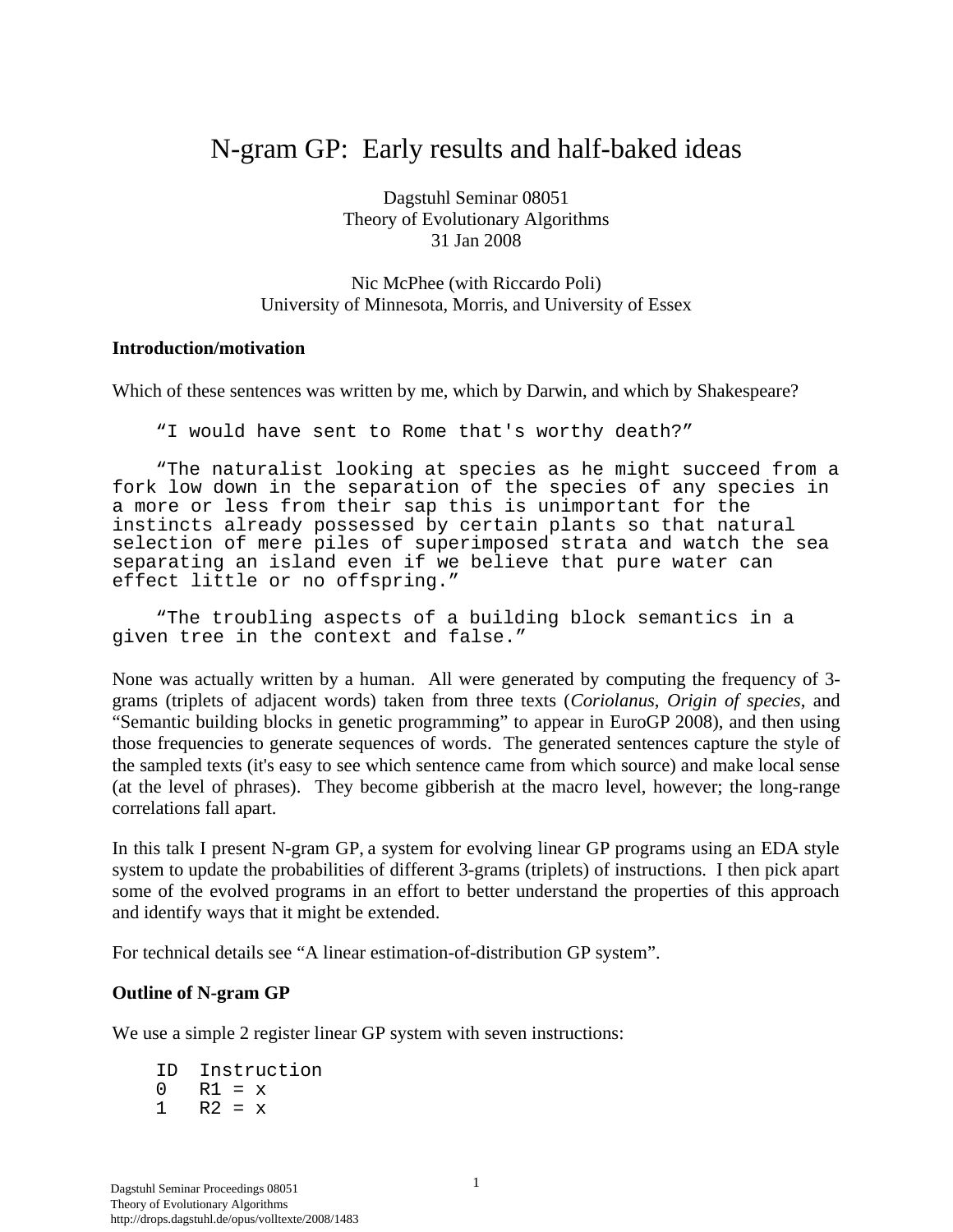# N-gram GP: Early results and half-baked ideas

Dagstuhl Seminar 08051
Theory of Evolutionary Algorithms
31 Jan 2008

Nic McPhee (with Riccardo Poli)
University of Minnesota, Morris, and University of Essex

**Introduction/motivation**

Which of these sentences was written by me, which by Darwin, and which by Shakespeare?

```
    “I would have sent to Rome that's worthy death?”

    “The naturalist looking at species as he might succeed from a
fork low down in the separation of the species of any species in
a more or less from their sap this is unimportant for the
instincts already possessed by certain plants so that natural
selection of mere piles of superimposed strata and watch the sea
separating an island even if we believe that pure water can
effect little or no offspring.”

    “The troubling aspects of a building block semantics in a
given tree in the context and false.”
```

None was actually written by a human. All were generated by computing the frequency of 3-grams (triplets of adjacent words) taken from three texts (*Coriolanus*, *Origin of species*, and "Semantic building blocks in genetic programming" to appear in EuroGP 2008), and then using those frequencies to generate sequences of words. The generated sentences capture the style of the sampled texts (it's easy to see which sentence came from which source) and make local sense (at the level of phrases). They become gibberish at the macro level, however; the long-range correlations fall apart.

In this talk I present N-gram GP, a system for evolving linear GP programs using an EDA style system to update the probabilities of different 3-grams (triplets) of instructions. I then pick apart some of the evolved programs in an effort to better understand the properties of this approach and identify ways that it might be extended.

For technical details see "A linear estimation-of-distribution GP system".

**Outline of N-gram GP**

We use a simple 2 register linear GP system with seven instructions:

```
ID  Instruction
0   R1 = x
1   R2 = x
```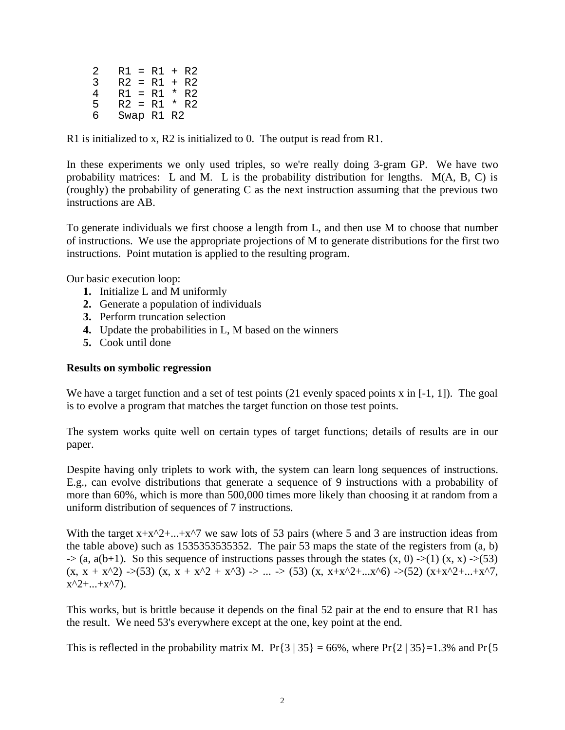```
2   R1 = R1 + R2
3   R2 = R1 + R2
4   R1 = R1 * R2
5   R2 = R1 * R2
6   Swap R1 R2
```

R1 is initialized to x, R2 is initialized to 0. The output is read from R1.

In these experiments we only used triples, so we're really doing 3-gram GP. We have two probability matrices: L and M. L is the probability distribution for lengths. M(A, B, C) is (roughly) the probability of generating C as the next instruction assuming that the previous two instructions are AB.

To generate individuals we first choose a length from L, and then use M to choose that number of instructions. We use the appropriate projections of M to generate distributions for the first two instructions. Point mutation is applied to the resulting program.

Our basic execution loop:

1. Initialize L and M uniformly
2. Generate a population of individuals
3. Perform truncation selection
4. Update the probabilities in L, M based on the winners
5. Cook until done

**Results on symbolic regression**

We have a target function and a set of test points (21 evenly spaced points x in [-1, 1]). The goal is to evolve a program that matches the target function on those test points.

The system works quite well on certain types of target functions; details of results are in our paper.

Despite having only triplets to work with, the system can learn long sequences of instructions. E.g., can evolve distributions that generate a sequence of 9 instructions with a probability of more than 60%, which is more than 500,000 times more likely than choosing it at random from a uniform distribution of sequences of 7 instructions.

With the target $x+x^2+...+x^7$ we saw lots of 53 pairs (where 5 and 3 are instruction ideas from the table above) such as 1535353535352. The pair 53 maps the state of the registers from (a, b) -> (a, a(b+1). So this sequence of instructions passes through the states (x, 0) ->(1) (x, x) ->(53) $(x, x + x^2)$ ->(53) $(x, x + x^2 + x^3)$ -> ... -> (53) $(x, x+x^2+...x^6)$ ->(52) $(x+x^2+...+x^7, x^2+...+x^7)$.

This works, but is brittle because it depends on the final 52 pair at the end to ensure that R1 has the result. We need 53's everywhere except at the one, key point at the end.

This is reflected in the probability matrix M. Pr{3 | 35} = 66%, where Pr{2 | 35}=1.3% and Pr{5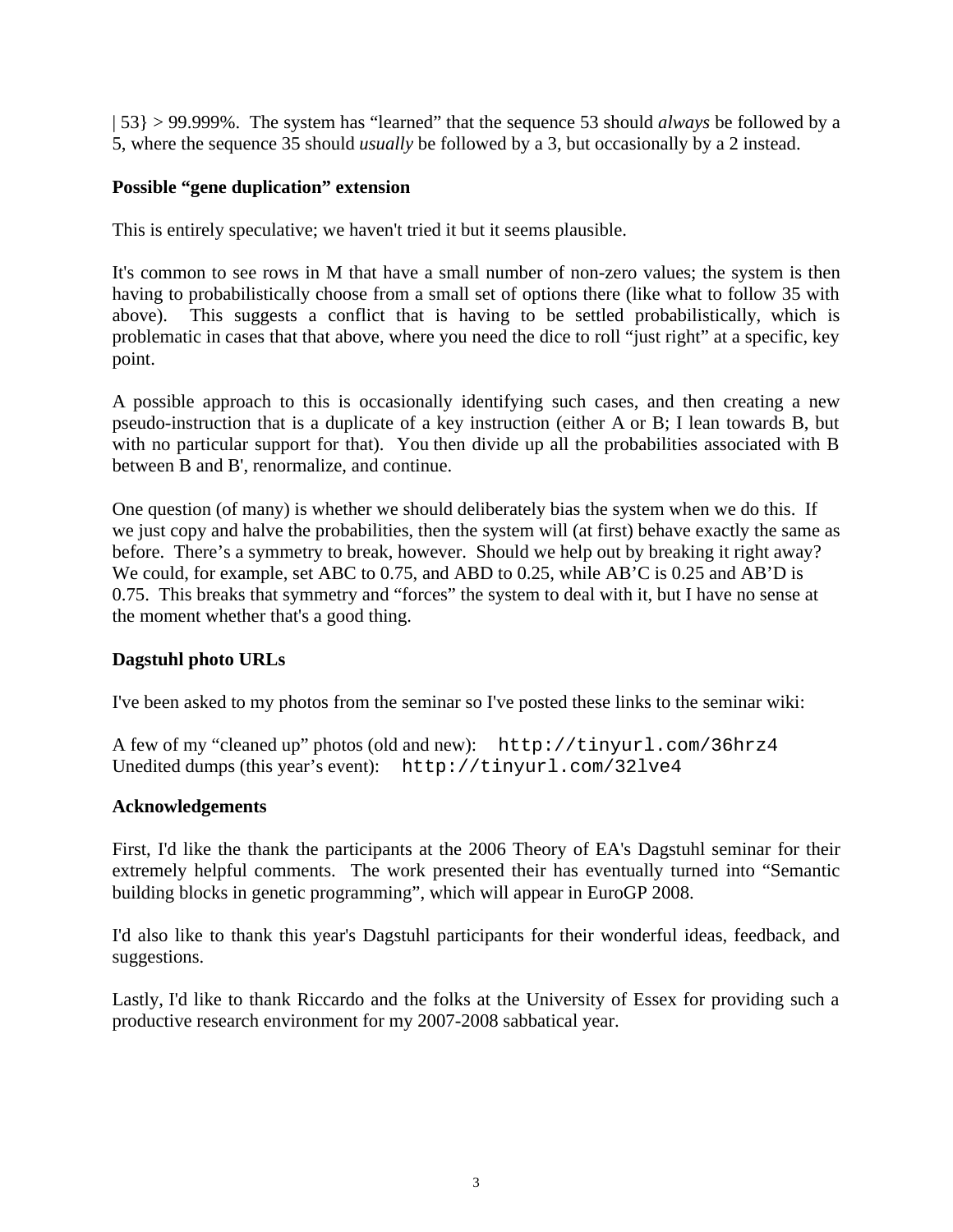| 53} > 99.999%. The system has "learned" that the sequence 53 should *always* be followed by a 5, where the sequence 35 should *usually* be followed by a 3, but occasionally by a 2 instead.

**Possible "gene duplication" extension**

This is entirely speculative; we haven't tried it but it seems plausible.

It's common to see rows in M that have a small number of non-zero values; the system is then having to probabilistically choose from a small set of options there (like what to follow 35 with above). This suggests a conflict that is having to be settled probabilistically, which is problematic in cases that that above, where you need the dice to roll "just right" at a specific, key point.

A possible approach to this is occasionally identifying such cases, and then creating a new pseudo-instruction that is a duplicate of a key instruction (either A or B; I lean towards B, but with no particular support for that). You then divide up all the probabilities associated with B between B and B', renormalize, and continue.

One question (of many) is whether we should deliberately bias the system when we do this. If we just copy and halve the probabilities, then the system will (at first) behave exactly the same as before. There's a symmetry to break, however. Should we help out by breaking it right away? We could, for example, set ABC to 0.75, and ABD to 0.25, while AB'C is 0.25 and AB'D is 0.75. This breaks that symmetry and "forces" the system to deal with it, but I have no sense at the moment whether that's a good thing.

**Dagstuhl photo URLs**

I've been asked to my photos from the seminar so I've posted these links to the seminar wiki:

A few of my "cleaned up" photos (old and new): `http://tinyurl.com/36hrz4`
Unedited dumps (this year's event): `http://tinyurl.com/32lve4`

**Acknowledgements**

First, I'd like the thank the participants at the 2006 Theory of EA's Dagstuhl seminar for their extremely helpful comments. The work presented their has eventually turned into "Semantic building blocks in genetic programming", which will appear in EuroGP 2008.

I'd also like to thank this year's Dagstuhl participants for their wonderful ideas, feedback, and suggestions.

Lastly, I'd like to thank Riccardo and the folks at the University of Essex for providing such a productive research environment for my 2007-2008 sabbatical year.